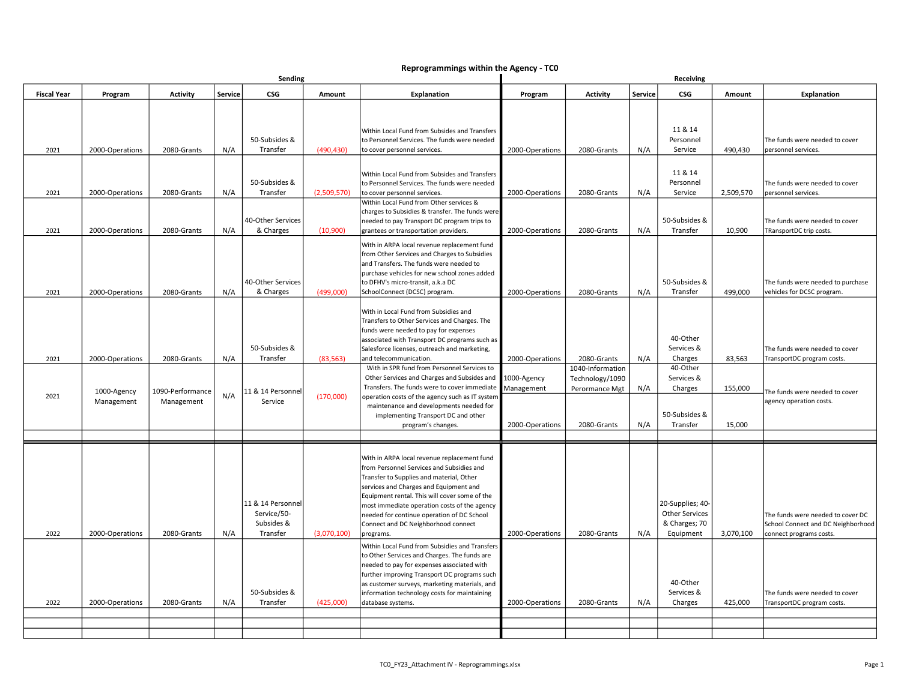# Reprogrammings within the Agency - TC0

| | Sending | | | | | | Receiving | | | | | |
|---|---|---|---|---|---|---|---|---|---|---|---|---|
| **Fiscal Year** | **Program** | **Activity** | **Service** | **CSG** | **Amount** | **Explanation** | **Program** | **Activity** | **Service** | **CSG** | **Amount** | **Explanation** |
| 2021 | 2000-Operations | 2080-Grants | N/A | 50-Subsides & Transfer | (490,430) | Within Local Fund from Subsides and Transfers to Personnel Services. The funds were needed to cover personnel services. | 2000-Operations | 2080-Grants | N/A | 11 & 14 Personnel Service | 490,430 | The funds were needed to cover personnel services. |
| 2021 | 2000-Operations | 2080-Grants | N/A | 50-Subsides & Transfer | (2,509,570) | Within Local Fund from Subsides and Transfers to Personnel Services. The funds were needed to cover personnel services. | 2000-Operations | 2080-Grants | N/A | 11 & 14 Personnel Service | 2,509,570 | The funds were needed to cover personnel services. |
| 2021 | 2000-Operations | 2080-Grants | N/A | 40-Other Services & Charges | (10,900) | Within Local Fund from Other services & charges to Subsidies & transfer. The funds were needed to pay Transport DC program trips to grantees or transportation providers. | 2000-Operations | 2080-Grants | N/A | 50-Subsides & Transfer | 10,900 | The funds were needed to cover TRansportDC trip costs. |
| 2021 | 2000-Operations | 2080-Grants | N/A | 40-Other Services & Charges | (499,000) | With in ARPA local revenue replacement fund from Other Services and Charges to Subsidies and Transfers. The funds were needed to purchase vehicles for new school zones added to DFHV's micro-transit, a.k.a DC SchoolConnect (DCSC) program. | 2000-Operations | 2080-Grants | N/A | 50-Subsides & Transfer | 499,000 | The funds were needed to purchase vehicles for DCSC program. |
| 2021 | 2000-Operations | 2080-Grants | N/A | 50-Subsides & Transfer | (83,563) | With in Local Fund from Subsidies and Transfers to Other Services and Charges. The funds were needed to pay for expenses associated with Transport DC programs such as Salesforce licenses, outreach and marketing, and telecommunication. | 2000-Operations | 2080-Grants | N/A | 40-Other Services & Charges | 83,563 | The funds were needed to cover TransportDC program costs. |
| 2021 | 1000-Agency Management | 1090-Performance Management | N/A | 11 & 14 Personnel Service | (170,000) | With in SPR fund from Personnel Services to Other Services and Charges and Subsides and Transfers. The funds were to cover immediate operation costs of the agency such as IT system maintenance and developments needed for implementing Transport DC and other program's changes. | 1000-Agency Management | 1040-Information Technology/1090 Perormance Mgt | N/A | 40-Other Services & Charges | 155,000 | The funds were needed to cover agency operation costs. |
| | | | | | | | 2000-Operations | 2080-Grants | N/A | 50-Subsides & Transfer | 15,000 | |
| | | | | | | | | | | | | |
| 2022 | 2000-Operations | 2080-Grants | N/A | 11 & 14 Personnel Service/50-Subsides & Transfer | (3,070,100) | With in ARPA local revenue replacement fund from Personnel Services and Subsidies and Transfer to Supplies and material, Other services and Charges and Equipment and Equipment rental. This will cover some of the most immediate operation costs of the agency needed for continue operation of DC School Connect and DC Neighborhood connect programs. | 2000-Operations | 2080-Grants | N/A | 20-Supplies; 40-Other Services & Charges; 70 Equipment | 3,070,100 | The funds were needed to cover DC School Connect and DC Neighborhood connect programs costs. |
| 2022 | 2000-Operations | 2080-Grants | N/A | 50-Subsides & Transfer | (425,000) | Within Local Fund from Subsidies and Transfers to Other Services and Charges. The funds are needed to pay for expenses associated with further improving Transport DC programs such as customer surveys, marketing materials, and information technology costs for maintaining database systems. | 2000-Operations | 2080-Grants | N/A | 40-Other Services & Charges | 425,000 | The funds were needed to cover TransportDC program costs. |
| | | | | | | | | | | | | |
| | | | | | | | | | | | | |
| | | | | | | | | | | | | |

TC0_FY23_Attachment IV - Reprogrammings.xlsx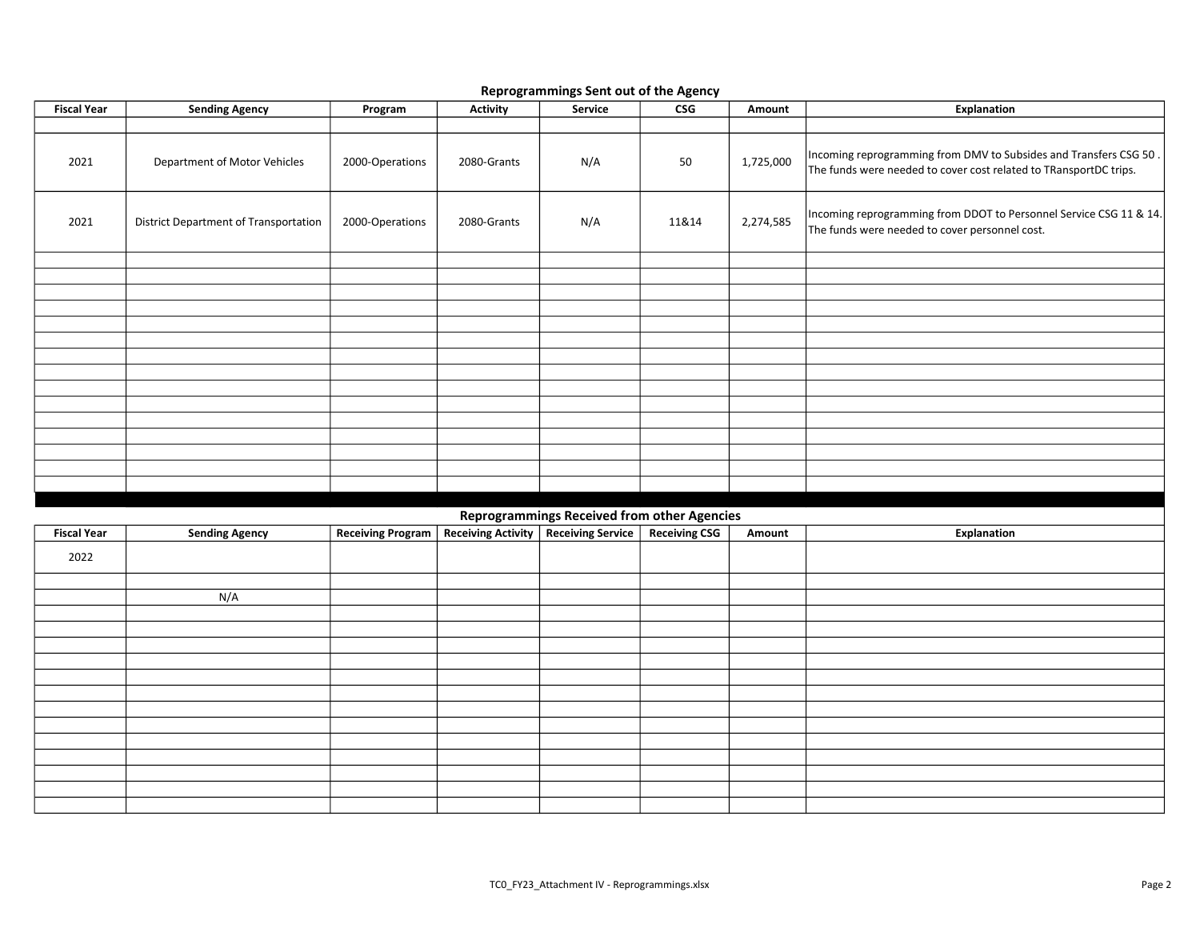### Reprogrammings Sent out of the Agency

| Fiscal Year | Sending Agency | Program | Activity | Service | CSG | Amount | Explanation |
|---|---|---|---|---|---|---|---|
| | | | | | | | |
| 2021 | Department of Motor Vehicles | 2000-Operations | 2080-Grants | N/A | 50 | 1,725,000 | Incoming reprogramming from DMV to Subsides and Transfers CSG 50 . The funds were needed to cover cost related to TRansportDC trips. |
| 2021 | District Department of Transportation | 2000-Operations | 2080-Grants | N/A | 11&14 | 2,274,585 | Incoming reprogramming from DDOT to Personnel Service CSG 11 & 14. The funds were needed to cover personnel cost. |

### Reprogrammings Received from other Agencies

| Fiscal Year | Sending Agency | Receiving Program | Receiving Activity | Receiving Service | Receiving CSG | Amount | Explanation |
|---|---|---|---|---|---|---|---|
| 2022 | | | | | | | |
| | | | | | | | |
| | N/A | | | | | | |